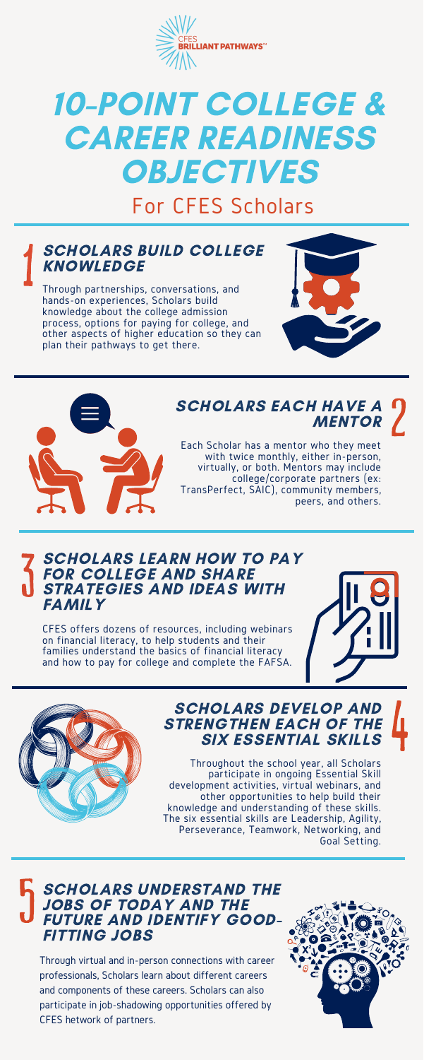CFES BRILLIANT PATHWAYS™

# 10-POINT COLLEGE & CAREER READINESS OBJECTIVES

## For CFES Scholars

### 1 SCHOLARS BUILD COLLEGE KNOWLEDGE

Through partnerships, conversations, and hands-on experiences, Scholars build knowledge about the college admission process, options for paying for college, and other aspects of higher education so they can plan their pathways to get there.

### 2 SCHOLARS EACH HAVE A MENTOR

Each Scholar has a mentor who they meet with twice monthly, either in-person, virtually, or both. Mentors may include college/corporate partners (ex: TransPerfect, SAIC), community members, peers, and others.

### 3 SCHOLARS LEARN HOW TO PAY FOR COLLEGE AND SHARE STRATEGIES AND IDEAS WITH FAMILY

CFES offers dozens of resources, including webinars on financial literacy, to help students and their families understand the basics of financial literacy and how to pay for college and complete the FAFSA.

### 4 SCHOLARS DEVELOP AND STRENGTHEN EACH OF THE SIX ESSENTIAL SKILLS

Throughout the school year, all Scholars participate in ongoing Essential Skill development activities, virtual webinars, and other opportunities to help build their knowledge and understanding of these skills. The six essential skills are Leadership, Agility, Perseverance, Teamwork, Networking, and Goal Setting.

### 5 SCHOLARS UNDERSTAND THE JOBS OF TODAY AND THE FUTURE AND IDENTIFY GOOD-FITTING JOBS

Through virtual and in-person connections with career professionals, Scholars learn about different careers and components of these careers. Scholars can also participate in job-shadowing opportunities offered by CFES network of partners.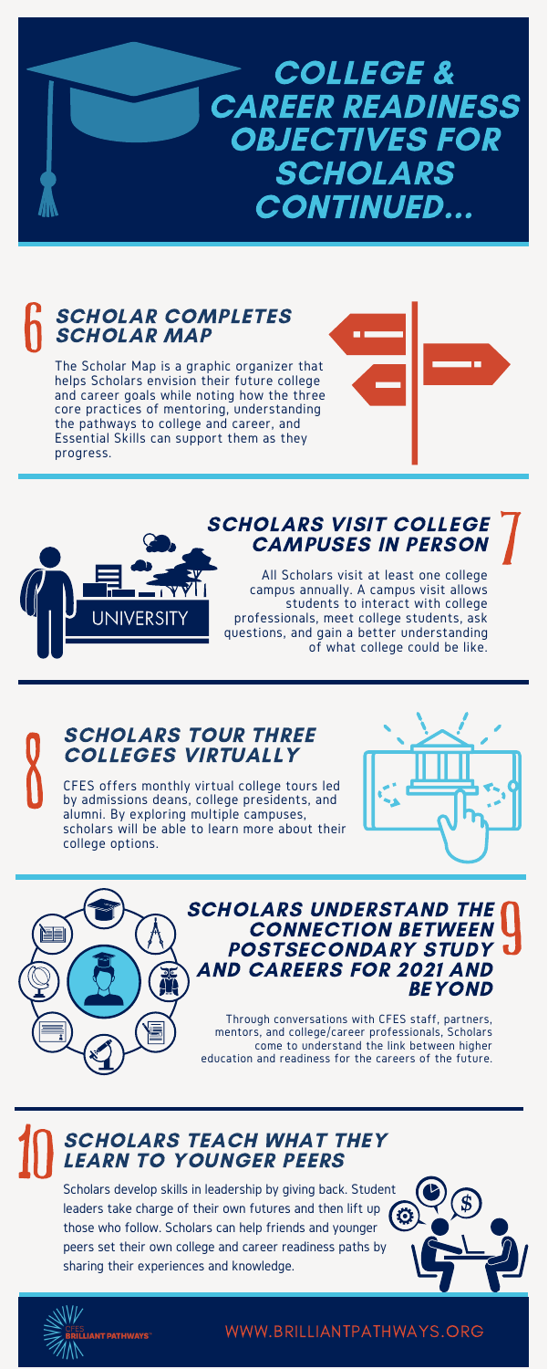# COLLEGE & CAREER READINESS OBJECTIVES FOR SCHOLARS CONTINUED...

## 6 SCHOLAR COMPLETES SCHOLAR MAP

The Scholar Map is a graphic organizer that helps Scholars envision their future college and career goals while noting how the three core practices of mentoring, understanding the pathways to college and career, and Essential Skills can support them as they progress.

## 7 SCHOLARS VISIT COLLEGE CAMPUSES IN PERSON

UNIVERSITY

All Scholars visit at least one college campus annually. A campus visit allows students to interact with college professionals, meet college students, ask questions, and gain a better understanding of what college could be like.

## 8 SCHOLARS TOUR THREE COLLEGES VIRTUALLY

CFES offers monthly virtual college tours led by admissions deans, college presidents, and alumni. By exploring multiple campuses, scholars will be able to learn more about their college options.

## 9 SCHOLARS UNDERSTAND THE CONNECTION BETWEEN POSTSECONDARY STUDY AND CAREERS FOR 2021 AND BEYOND

Through conversations with CFES staff, partners, mentors, and college/career professionals, Scholars come to understand the link between higher education and readiness for the careers of the future.

## 10 SCHOLARS TEACH WHAT THEY LEARN TO YOUNGER PEERS

Scholars develop skills in leadership by giving back. Student leaders take charge of their own futures and then lift up those who follow. Scholars can help friends and younger peers set their own college and career readiness paths by sharing their experiences and knowledge.

CFES BRILLIANT PATHWAYS

WWW.BRILLIANTPATHWAYS.ORG